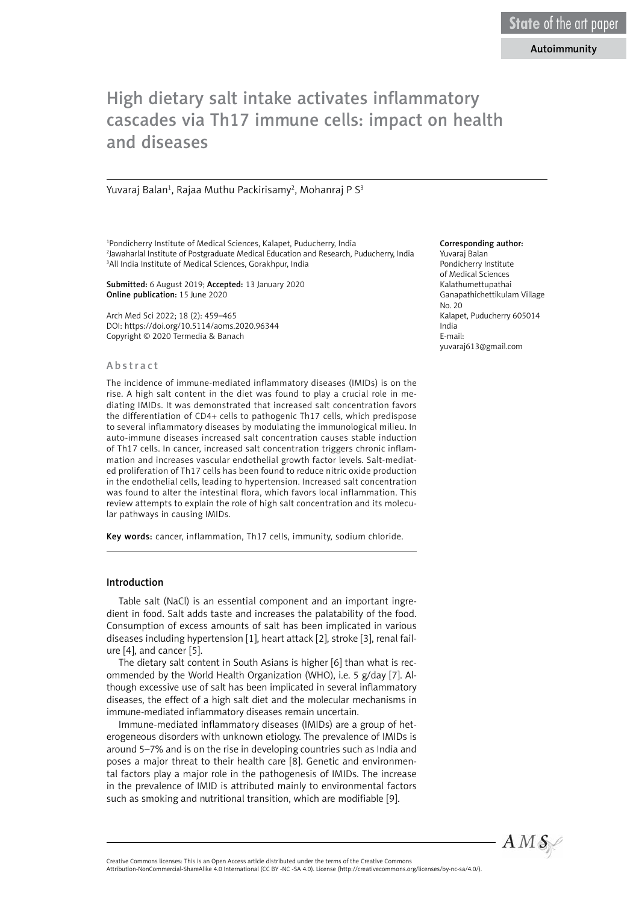State of the art paper

Autoimmunity

# High dietary salt intake activates inflammatory cascades via Th17 immune cells: impact on health and diseases

Yuvaraj Balan[1], Rajaa Muthu Packirisamy[2], Mohanraj P S[3]

[1]Pondicherry Institute of Medical Sciences, Kalapet, Puducherry, India
[2]Jawaharlal Institute of Postgraduate Medical Education and Research, Puducherry, India
[3]All India Institute of Medical Sciences, Gorakhpur, India

**Submitted:** 6 August 2019; **Accepted:** 13 January 2020
**Online publication:** 15 June 2020

Arch Med Sci 2022; 18 (2): 459–465
DOI: https://doi.org/10.5114/aoms.2020.96344
Copyright © 2020 Termedia & Banach

**Corresponding author:**
Yuvaraj Balan
Pondicherry Institute of Medical Sciences
Kalathumettupathai
Ganapathichettikulam Village
No. 20
Kalapet, Puducherry 605014
India
E-mail: yuvaraj613@gmail.com

## Abstract

The incidence of immune-mediated inflammatory diseases (IMIDs) is on the rise. A high salt content in the diet was found to play a crucial role in mediating IMIDs. It was demonstrated that increased salt concentration favors the differentiation of CD4+ cells to pathogenic Th17 cells, which predispose to several inflammatory diseases by modulating the immunological milieu. In auto-immune diseases increased salt concentration causes stable induction of Th17 cells. In cancer, increased salt concentration triggers chronic inflammation and increases vascular endothelial growth factor levels. Salt-mediated proliferation of Th17 cells has been found to reduce nitric oxide production in the endothelial cells, leading to hypertension. Increased salt concentration was found to alter the intestinal flora, which favors local inflammation. This review attempts to explain the role of high salt concentration and its molecular pathways in causing IMIDs.

**Key words:** cancer, inflammation, Th17 cells, immunity, sodium chloride.

## Introduction

Table salt (NaCl) is an essential component and an important ingredient in food. Salt adds taste and increases the palatability of the food. Consumption of excess amounts of salt has been implicated in various diseases including hypertension [1], heart attack [2], stroke [3], renal failure [4], and cancer [5].

The dietary salt content in South Asians is higher [6] than what is recommended by the World Health Organization (WHO), i.e. 5 g/day [7]. Although excessive use of salt has been implicated in several inflammatory diseases, the effect of a high salt diet and the molecular mechanisms in immune-mediated inflammatory diseases remain uncertain.

Immune-mediated inflammatory diseases (IMIDs) are a group of heterogeneous disorders with unknown etiology. The prevalence of IMIDs is around 5–7% and is on the rise in developing countries such as India and poses a major threat to their health care [8]. Genetic and environmental factors play a major role in the pathogenesis of IMIDs. The increase in the prevalence of IMID is attributed mainly to environmental factors such as smoking and nutritional transition, which are modifiable [9].

Creative Commons licenses: This is an Open Access article distributed under the terms of the Creative Commons Attribution-NonCommercial-ShareAlike 4.0 International (CC BY -NC -SA 4.0). License (http://creativecommons.org/licenses/by-nc-sa/4.0/).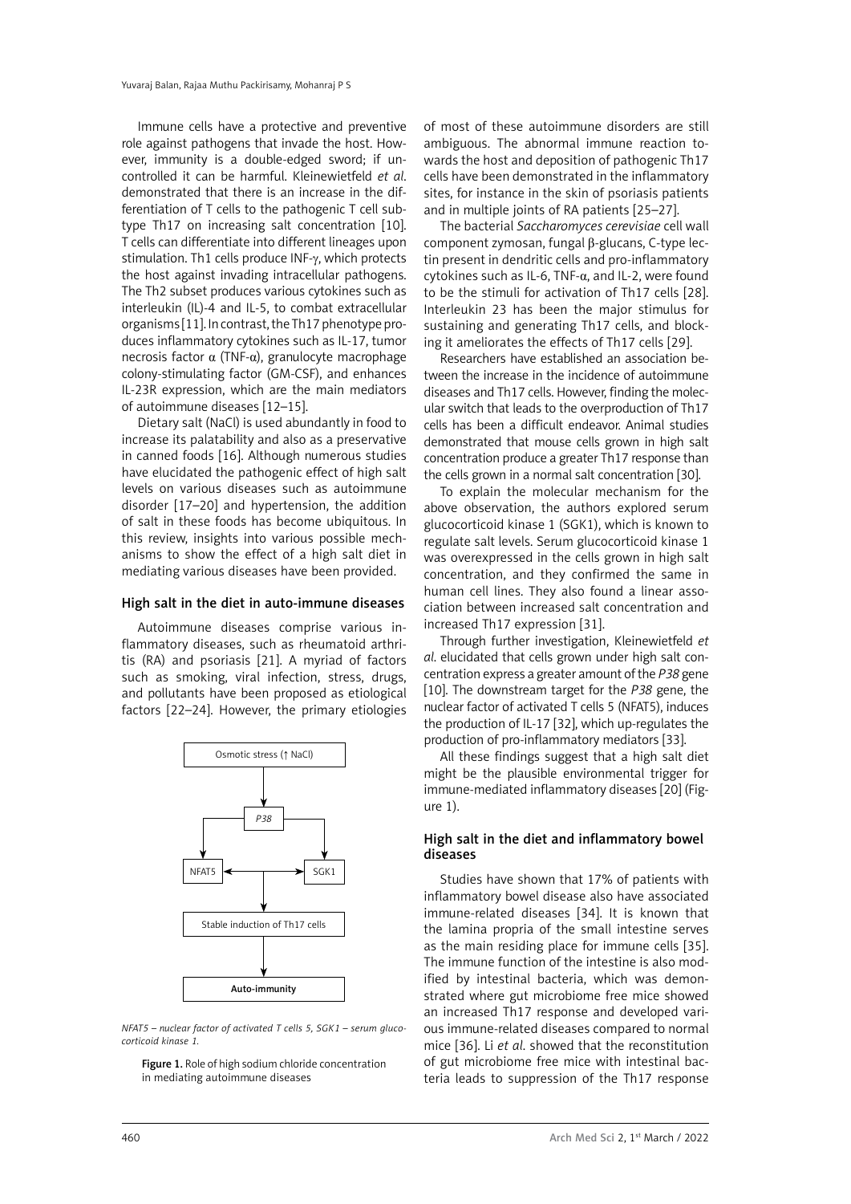Immune cells have a protective and preventive role against pathogens that invade the host. However, immunity is a double-edged sword; if uncontrolled it can be harmful. Kleinewietfeld *et al*. demonstrated that there is an increase in the differentiation of T cells to the pathogenic T cell subtype Th17 on increasing salt concentration [10]. T cells can differentiate into different lineages upon stimulation. Th1 cells produce INF-γ, which protects the host against invading intracellular pathogens. The Th2 subset produces various cytokines such as interleukin (IL)-4 and IL-5, to combat extracellular organisms [11]. In contrast, the Th17 phenotype produces inflammatory cytokines such as IL-17, tumor necrosis factor α (TNF-α), granulocyte macrophage colony-stimulating factor (GM-CSF), and enhances IL-23R expression, which are the main mediators of autoimmune diseases [12–15].

Dietary salt (NaCl) is used abundantly in food to increase its palatability and also as a preservative in canned foods [16]. Although numerous studies have elucidated the pathogenic effect of high salt levels on various diseases such as autoimmune disorder [17–20] and hypertension, the addition of salt in these foods has become ubiquitous. In this review, insights into various possible mechanisms to show the effect of a high salt diet in mediating various diseases have been provided.

## High salt in the diet in auto-immune diseases

Autoimmune diseases comprise various inflammatory diseases, such as rheumatoid arthritis (RA) and psoriasis [21]. A myriad of factors such as smoking, viral infection, stress, drugs, and pollutants have been proposed as etiological factors [22–24]. However, the primary etiologies of most of these autoimmune disorders are still ambiguous. The abnormal immune reaction towards the host and deposition of pathogenic Th17 cells have been demonstrated in the inflammatory sites, for instance in the skin of psoriasis patients and in multiple joints of RA patients [25–27].

*NFAT5 – nuclear factor of activated T cells 5, SGK1 – serum glucocorticoid kinase 1.*

**Figure 1.** Role of high sodium chloride concentration in mediating autoimmune diseases

The bacterial *Saccharomyces cerevisiae* cell wall component zymosan, fungal β-glucans, C-type lectin present in dendritic cells and pro-inflammatory cytokines such as IL-6, TNF-α, and IL-2, were found to be the stimuli for activation of Th17 cells [28]. Interleukin 23 has been the major stimulus for sustaining and generating Th17 cells, and blocking it ameliorates the effects of Th17 cells [29].

Researchers have established an association between the increase in the incidence of autoimmune diseases and Th17 cells. However, finding the molecular switch that leads to the overproduction of Th17 cells has been a difficult endeavor. Animal studies demonstrated that mouse cells grown in high salt concentration produce a greater Th17 response than the cells grown in a normal salt concentration [30].

To explain the molecular mechanism for the above observation, the authors explored serum glucocorticoid kinase 1 (SGK1), which is known to regulate salt levels. Serum glucocorticoid kinase 1 was overexpressed in the cells grown in high salt concentration, and they confirmed the same in human cell lines. They also found a linear association between increased salt concentration and increased Th17 expression [31].

Through further investigation, Kleinewietfeld *et al*. elucidated that cells grown under high salt concentration express a greater amount of the *P38* gene [10]. The downstream target for the *P38* gene, the nuclear factor of activated T cells 5 (NFAT5), induces the production of IL-17 [32], which up-regulates the production of pro-inflammatory mediators [33].

All these findings suggest that a high salt diet might be the plausible environmental trigger for immune-mediated inflammatory diseases [20] (Figure 1).

## High salt in the diet and inflammatory bowel diseases

Studies have shown that 17% of patients with inflammatory bowel disease also have associated immune-related diseases [34]. It is known that the lamina propria of the small intestine serves as the main residing place for immune cells [35]. The immune function of the intestine is also modified by intestinal bacteria, which was demonstrated where gut microbiome free mice showed an increased Th17 response and developed various immune-related diseases compared to normal mice [36]. Li *et al*. showed that the reconstitution of gut microbiome free mice with intestinal bacteria leads to suppression of the Th17 response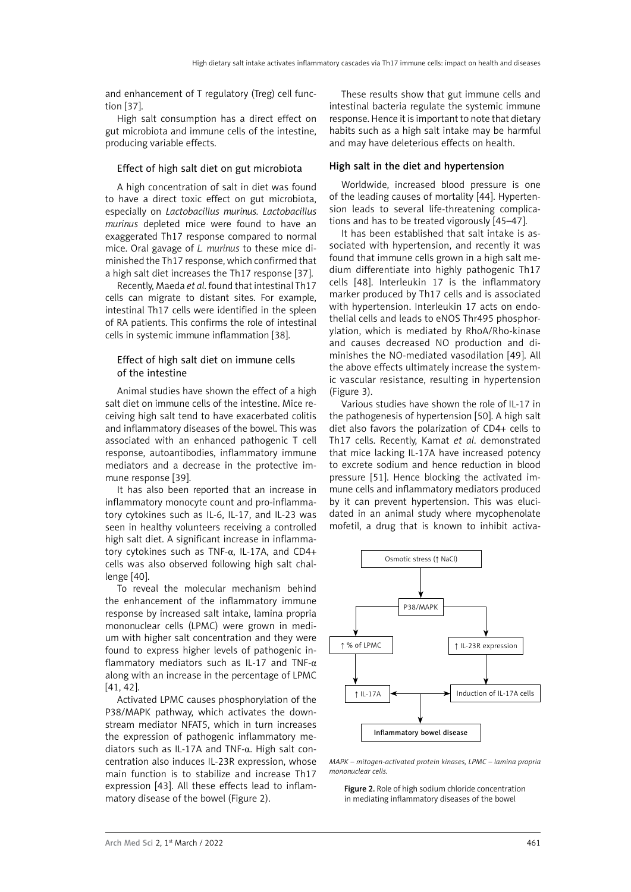and enhancement of T regulatory (Treg) cell function [37].

High salt consumption has a direct effect on gut microbiota and immune cells of the intestine, producing variable effects.

### Effect of high salt diet on gut microbiota

A high concentration of salt in diet was found to have a direct toxic effect on gut microbiota, especially on *Lactobacillus murinus*. *Lactobacillus murinus* depleted mice were found to have an exaggerated Th17 response compared to normal mice. Oral gavage of *L. murinus* to these mice diminished the Th17 response, which confirmed that a high salt diet increases the Th17 response [37].

Recently, Maeda *et al*. found that intestinal Th17 cells can migrate to distant sites. For example, intestinal Th17 cells were identified in the spleen of RA patients. This confirms the role of intestinal cells in systemic immune inflammation [38].

### Effect of high salt diet on immune cells of the intestine

Animal studies have shown the effect of a high salt diet on immune cells of the intestine. Mice receiving high salt tend to have exacerbated colitis and inflammatory diseases of the bowel. This was associated with an enhanced pathogenic T cell response, autoantibodies, inflammatory immune mediators and a decrease in the protective immune response [39].

It has also been reported that an increase in inflammatory monocyte count and pro-inflammatory cytokines such as IL-6, IL-17, and IL-23 was seen in healthy volunteers receiving a controlled high salt diet. A significant increase in inflammatory cytokines such as TNF-α, IL-17A, and CD4+ cells was also observed following high salt challenge [40].

To reveal the molecular mechanism behind the enhancement of the inflammatory immune response by increased salt intake, lamina propria mononuclear cells (LPMC) were grown in medium with higher salt concentration and they were found to express higher levels of pathogenic inflammatory mediators such as IL-17 and TNF-α along with an increase in the percentage of LPMC [41, 42].

Activated LPMC causes phosphorylation of the P38/MAPK pathway, which activates the downstream mediator NFAT5, which in turn increases the expression of pathogenic inflammatory mediators such as IL-17A and TNF-α. High salt concentration also induces IL-23R expression, whose main function is to stabilize and increase Th17 expression [43]. All these effects lead to inflammatory disease of the bowel (Figure 2).

These results show that gut immune cells and intestinal bacteria regulate the systemic immune response. Hence it is important to note that dietary habits such as a high salt intake may be harmful and may have deleterious effects on health.

## High salt in the diet and hypertension

Worldwide, increased blood pressure is one of the leading causes of mortality [44]. Hypertension leads to several life-threatening complications and has to be treated vigorously [45–47].

It has been established that salt intake is associated with hypertension, and recently it was found that immune cells grown in a high salt medium differentiate into highly pathogenic Th17 cells [48]. Interleukin 17 is the inflammatory marker produced by Th17 cells and is associated with hypertension. Interleukin 17 acts on endothelial cells and leads to eNOS Thr495 phosphorylation, which is mediated by RhoA/Rho-kinase and causes decreased NO production and diminishes the NO-mediated vasodilation [49]. All the above effects ultimately increase the systemic vascular resistance, resulting in hypertension (Figure 3).

Various studies have shown the role of IL-17 in the pathogenesis of hypertension [50]. A high salt diet also favors the polarization of CD4+ cells to Th17 cells. Recently, Kamat *et al*. demonstrated that mice lacking IL-17A have increased potency to excrete sodium and hence reduction in blood pressure [51]. Hence blocking the activated immune cells and inflammatory mediators produced by it can prevent hypertension. This was elucidated in an animal study where mycophenolate mofetil, a drug that is known to inhibit activa-

Osmotic stress (↑ NaCl) → P38/MAPK → ↑ % of LPMC → ↑ IL-17A; P38/MAPK → ↑ IL-23R expression → Induction of IL-17A cells; ↑ IL-17A ↔ Induction of IL-17A cells → Inflammatory bowel disease

MAPK – mitogen-activated protein kinases, LPMC – lamina propria mononuclear cells.

**Figure 2.** Role of high sodium chloride concentration in mediating inflammatory diseases of the bowel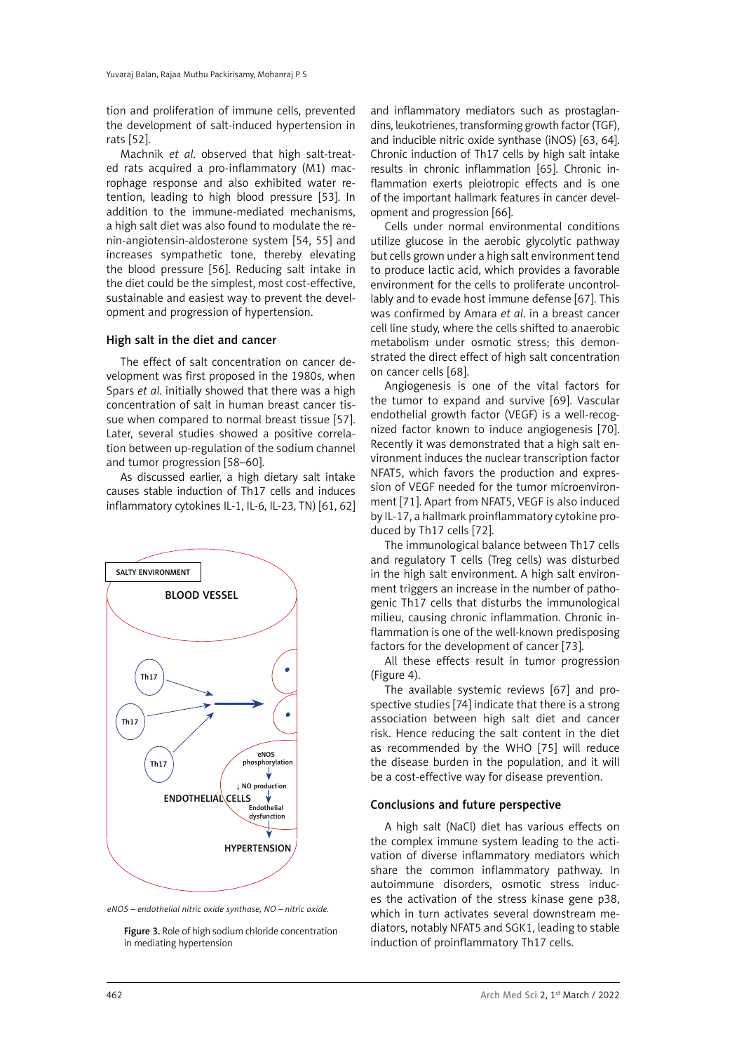tion and proliferation of immune cells, prevented the development of salt-induced hypertension in rats [52].

Machnik *et al.* observed that high salt-treated rats acquired a pro-inflammatory (M1) macrophage response and also exhibited water retention, leading to high blood pressure [53]. In addition to the immune-mediated mechanisms, a high salt diet was also found to modulate the renin-angiotensin-aldosterone system [54, 55] and increases sympathetic tone, thereby elevating the blood pressure [56]. Reducing salt intake in the diet could be the simplest, most cost-effective, sustainable and easiest way to prevent the development and progression of hypertension.

## High salt in the diet and cancer

The effect of salt concentration on cancer development was first proposed in the 1980s, when Spars *et al.* initially showed that there was a high concentration of salt in human breast cancer tissue when compared to normal breast tissue [57]. Later, several studies showed a positive correlation between up-regulation of the sodium channel and tumor progression [58–60].

As discussed earlier, a high dietary salt intake causes stable induction of Th17 cells and induces inflammatory cytokines IL-1, IL-6, IL-23, TN) [61, 62]

*eNOS – endothelial nitric oxide synthase, NO – nitric oxide.*

**Figure 3.** Role of high sodium chloride concentration in mediating hypertension

and inflammatory mediators such as prostaglandins, leukotrienes, transforming growth factor (TGF), and inducible nitric oxide synthase (iNOS) [63, 64]. Chronic induction of Th17 cells by high salt intake results in chronic inflammation [65]. Chronic inflammation exerts pleiotropic effects and is one of the important hallmark features in cancer development and progression [66].

Cells under normal environmental conditions utilize glucose in the aerobic glycolytic pathway but cells grown under a high salt environment tend to produce lactic acid, which provides a favorable environment for the cells to proliferate uncontrollably and to evade host immune defense [67]. This was confirmed by Amara *et al.* in a breast cancer cell line study, where the cells shifted to anaerobic metabolism under osmotic stress; this demonstrated the direct effect of high salt concentration on cancer cells [68].

Angiogenesis is one of the vital factors for the tumor to expand and survive [69]. Vascular endothelial growth factor (VEGF) is a well-recognized factor known to induce angiogenesis [70]. Recently it was demonstrated that a high salt environment induces the nuclear transcription factor NFAT5, which favors the production and expression of VEGF needed for the tumor microenvironment [71]. Apart from NFAT5, VEGF is also induced by IL-17, a hallmark proinflammatory cytokine produced by Th17 cells [72].

The immunological balance between Th17 cells and regulatory T cells (Treg cells) was disturbed in the high salt environment. A high salt environment triggers an increase in the number of pathogenic Th17 cells that disturbs the immunological milieu, causing chronic inflammation. Chronic inflammation is one of the well-known predisposing factors for the development of cancer [73].

All these effects result in tumor progression (Figure 4).

The available systemic reviews [67] and prospective studies [74] indicate that there is a strong association between high salt diet and cancer risk. Hence reducing the salt content in the diet as recommended by the WHO [75] will reduce the disease burden in the population, and it will be a cost-effective way for disease prevention.

## Conclusions and future perspective

A high salt (NaCl) diet has various effects on the complex immune system leading to the activation of diverse inflammatory mediators which share the common inflammatory pathway. In autoimmune disorders, osmotic stress induces the activation of the stress kinase gene p38, which in turn activates several downstream mediators, notably NFAT5 and SGK1, leading to stable induction of proinflammatory Th17 cells.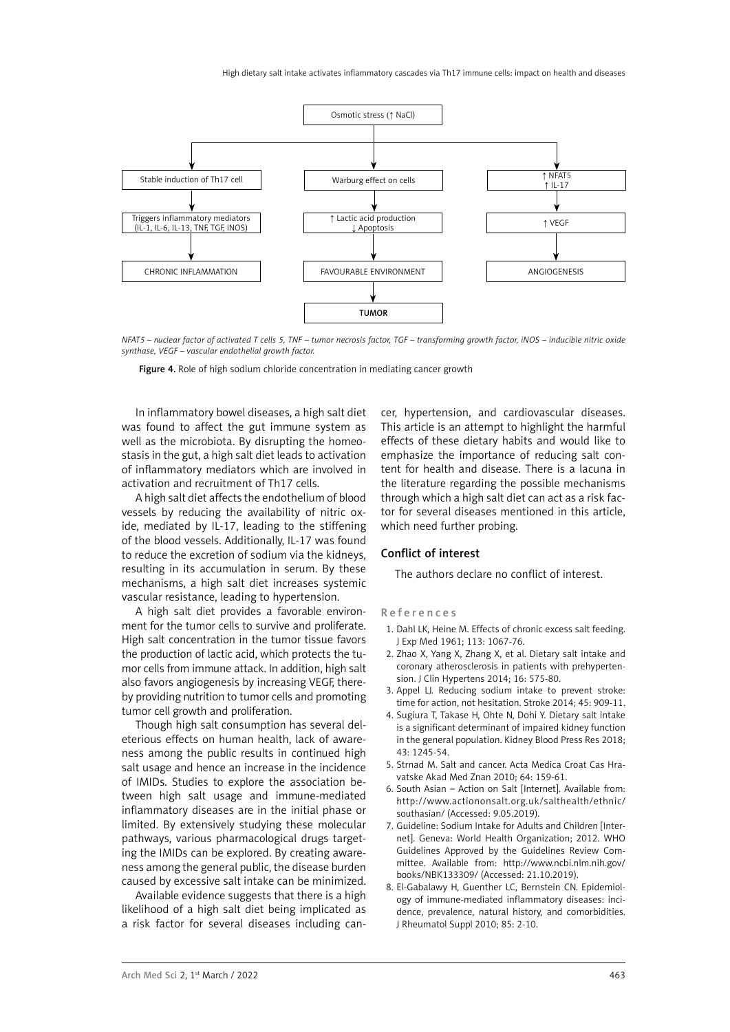Osmotic stress (↑ NaCl)

| | | |
|---|---|---|
| Stable induction of Th17 cell | Warburg effect on cells | ↑ NFAT5 ↑ IL-17 |
| Triggers inflammatory mediators (IL-1, IL-6, IL-13, TNF, TGF, iNOS) | ↑ Lactic acid production ↓ Apoptosis | ↑ VEGF |
| CHRONIC INFLAMMATION | FAVOURABLE ENVIRONMENT | ANGIOGENESIS |
| | TUMOR | |

*NFAT5 – nuclear factor of activated T cells 5, TNF – tumor necrosis factor, TGF – transforming growth factor, iNOS – inducible nitric oxide synthase, VEGF – vascular endothelial growth factor.*

**Figure 4.** Role of high sodium chloride concentration in mediating cancer growth

In inflammatory bowel diseases, a high salt diet was found to affect the gut immune system as well as the microbiota. By disrupting the homeostasis in the gut, a high salt diet leads to activation of inflammatory mediators which are involved in activation and recruitment of Th17 cells.

A high salt diet affects the endothelium of blood vessels by reducing the availability of nitric oxide, mediated by IL-17, leading to the stiffening of the blood vessels. Additionally, IL-17 was found to reduce the excretion of sodium via the kidneys, resulting in its accumulation in serum. By these mechanisms, a high salt diet increases systemic vascular resistance, leading to hypertension.

A high salt diet provides a favorable environment for the tumor cells to survive and proliferate. High salt concentration in the tumor tissue favors the production of lactic acid, which protects the tumor cells from immune attack. In addition, high salt also favors angiogenesis by increasing VEGF, thereby providing nutrition to tumor cells and promoting tumor cell growth and proliferation.

Though high salt consumption has several deleterious effects on human health, lack of awareness among the public results in continued high salt usage and hence an increase in the incidence of IMIDs. Studies to explore the association between high salt usage and immune-mediated inflammatory diseases are in the initial phase or limited. By extensively studying these molecular pathways, various pharmacological drugs targeting the IMIDs can be explored. By creating awareness among the general public, the disease burden caused by excessive salt intake can be minimized.

Available evidence suggests that there is a high likelihood of a high salt diet being implicated as a risk factor for several diseases including cancer, hypertension, and cardiovascular diseases. This article is an attempt to highlight the harmful effects of these dietary habits and would like to emphasize the importance of reducing salt content for health and disease. There is a lacuna in the literature regarding the possible mechanisms through which a high salt diet can act as a risk factor for several diseases mentioned in this article, which need further probing.

## Conflict of interest

The authors declare no conflict of interest.

## References

1. Dahl LK, Heine M. Effects of chronic excess salt feeding. J Exp Med 1961; 113: 1067-76.
2. Zhao X, Yang X, Zhang X, et al. Dietary salt intake and coronary atherosclerosis in patients with prehypertension. J Clin Hypertens 2014; 16: 575-80.
3. Appel LJ. Reducing sodium intake to prevent stroke: time for action, not hesitation. Stroke 2014; 45: 909-11.
4. Sugiura T, Takase H, Ohte N, Dohi Y. Dietary salt intake is a significant determinant of impaired kidney function in the general population. Kidney Blood Press Res 2018; 43: 1245-54.
5. Strnad M. Salt and cancer. Acta Medica Croat Cas Hravatske Akad Med Znan 2010; 64: 159-61.
6. South Asian – Action on Salt [Internet]. Available from: http://www.actiononsalt.org.uk/salthealth/ethnic/southasian/ (Accessed: 9.05.2019).
7. Guideline: Sodium Intake for Adults and Children [Internet]. Geneva: World Health Organization; 2012. WHO Guidelines Approved by the Guidelines Review Committee. Available from: http://www.ncbi.nlm.nih.gov/books/NBK133309/ (Accessed: 21.10.2019).
8. El-Gabalawy H, Guenther LC, Bernstein CN. Epidemiology of immune-mediated inflammatory diseases: incidence, prevalence, natural history, and comorbidities. J Rheumatol Suppl 2010; 85: 2-10.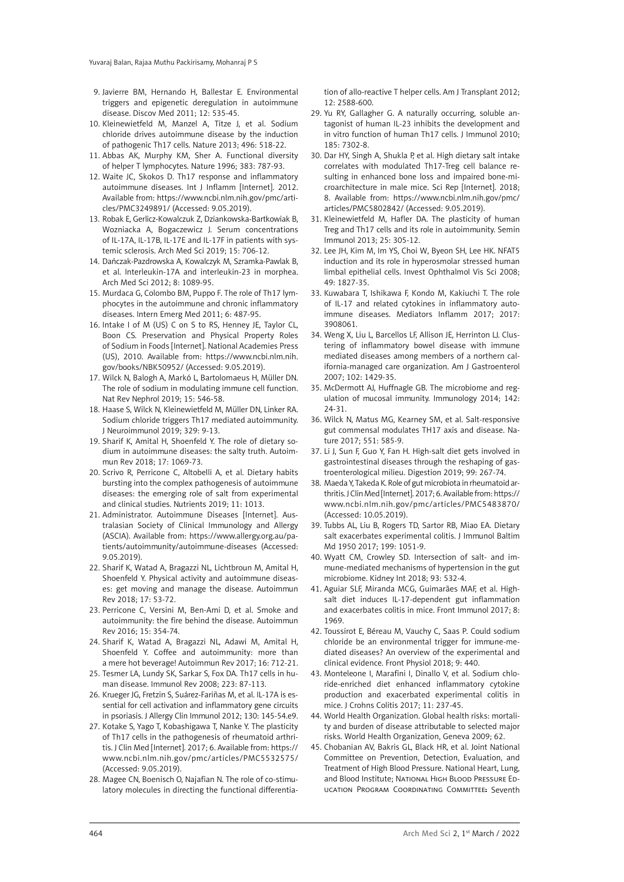9. Javierre BM, Hernando H, Ballestar E. Environmental triggers and epigenetic deregulation in autoimmune disease. Discov Med 2011; 12: 535-45.
10. Kleinewietfeld M, Manzel A, Titze J, et al. Sodium chloride drives autoimmune disease by the induction of pathogenic Th17 cells. Nature 2013; 496: 518-22.
11. Abbas AK, Murphy KM, Sher A. Functional diversity of helper T lymphocytes. Nature 1996; 383: 787-93.
12. Waite JC, Skokos D. Th17 response and inflammatory autoimmune diseases. Int J Inflamm [Internet]. 2012. Available from: https://www.ncbi.nlm.nih.gov/pmc/articles/PMC3249891/ (Accessed: 9.05.2019).
13. Robak E, Gerlicz-Kowalczuk Z, Dziankowska-Bartkowiak B, Wozniacka A, Bogaczewicz J. Serum concentrations of IL-17A, IL-17B, IL-17E and IL-17F in patients with systemic sclerosis. Arch Med Sci 2019; 15: 706-12.
14. Dańczak-Pazdrowska A, Kowalczyk M, Szramka-Pawlak B, et al. Interleukin-17A and interleukin-23 in morphea. Arch Med Sci 2012; 8: 1089-95.
15. Murdaca G, Colombo BM, Puppo F. The role of Th17 lymphocytes in the autoimmune and chronic inflammatory diseases. Intern Emerg Med 2011; 6: 487-95.
16. Intake I of M (US) C on S to RS, Henney JE, Taylor CL, Boon CS. Preservation and Physical Property Roles of Sodium in Foods [Internet]. National Academies Press (US), 2010. Available from: https://www.ncbi.nlm.nih.gov/books/NBK50952/ (Accessed: 9.05.2019).
17. Wilck N, Balogh A, Markó L, Bartolomaeus H, Müller DN. The role of sodium in modulating immune cell function. Nat Rev Nephrol 2019; 15: 546-58.
18. Haase S, Wilck N, Kleinewietfeld M, Müller DN, Linker RA. Sodium chloride triggers Th17 mediated autoimmunity. J Neuroimmunol 2019; 329: 9-13.
19. Sharif K, Amital H, Shoenfeld Y. The role of dietary sodium in autoimmune diseases: the salty truth. Autoimmun Rev 2018; 17: 1069-73.
20. Scrivo R, Perricone C, Altobelli A, et al. Dietary habits bursting into the complex pathogenesis of autoimmune diseases: the emerging role of salt from experimental and clinical studies. Nutrients 2019; 11: 1013.
21. Administrator. Autoimmune Diseases [Internet]. Australasian Society of Clinical Immunology and Allergy (ASCIA). Available from: https://www.allergy.org.au/patients/autoimmunity/autoimmune-diseases (Accessed: 9.05.2019).
22. Sharif K, Watad A, Bragazzi NL, Lichtbroun M, Amital H, Shoenfeld Y. Physical activity and autoimmune diseases: get moving and manage the disease. Autoimmun Rev 2018; 17: 53-72.
23. Perricone C, Versini M, Ben-Ami D, et al. Smoke and autoimmunity: the fire behind the disease. Autoimmun Rev 2016; 15: 354-74.
24. Sharif K, Watad A, Bragazzi NL, Adawi M, Amital H, Shoenfeld Y. Coffee and autoimmunity: more than a mere hot beverage! Autoimmun Rev 2017; 16: 712-21.
25. Tesmer LA, Lundy SK, Sarkar S, Fox DA. Th17 cells in human disease. Immunol Rev 2008; 223: 87-113.
26. Krueger JG, Fretzin S, Suárez-Fariñas M, et al. IL-17A is essential for cell activation and inflammatory gene circuits in psoriasis. J Allergy Clin Immunol 2012; 130: 145-54.e9.
27. Kotake S, Yago T, Kobashigawa T, Nanke Y. The plasticity of Th17 cells in the pathogenesis of rheumatoid arthritis. J Clin Med [Internet]. 2017; 6. Available from: https://www.ncbi.nlm.nih.gov/pmc/articles/PMC5532575/ (Accessed: 9.05.2019).
28. Magee CN, Boenisch O, Najafian N. The role of co-stimulatory molecules in directing the functional differentiation of allo-reactive T helper cells. Am J Transplant 2012; 12: 2588-600.
29. Yu RY, Gallagher G. A naturally occurring, soluble antagonist of human IL-23 inhibits the development and in vitro function of human Th17 cells. J Immunol 2010; 185: 7302-8.
30. Dar HY, Singh A, Shukla P, et al. High dietary salt intake correlates with modulated Th17-Treg cell balance resulting in enhanced bone loss and impaired bone-microarchitecture in male mice. Sci Rep [Internet]. 2018; 8. Available from: https://www.ncbi.nlm.nih.gov/pmc/articles/PMC5802842/ (Accessed: 9.05.2019).
31. Kleinewietfeld M, Hafler DA. The plasticity of human Treg and Th17 cells and its role in autoimmunity. Semin Immunol 2013; 25: 305-12.
32. Lee JH, Kim M, Im YS, Choi W, Byeon SH, Lee HK. NFAT5 induction and its role in hyperosmolar stressed human limbal epithelial cells. Invest Ophthalmol Vis Sci 2008; 49: 1827-35.
33. Kuwabara T, Ishikawa F, Kondo M, Kakiuchi T. The role of IL-17 and related cytokines in inflammatory autoimmune diseases. Mediators Inflamm 2017; 2017: 3908061.
34. Weng X, Liu L, Barcellos LF, Allison JE, Herrinton LJ. Clustering of inflammatory bowel disease with immune mediated diseases among members of a northern california-managed care organization. Am J Gastroenterol 2007; 102: 1429-35.
35. McDermott AJ, Huffnagle GB. The microbiome and regulation of mucosal immunity. Immunology 2014; 142: 24-31.
36. Wilck N, Matus MG, Kearney SM, et al. Salt-responsive gut commensal modulates TH17 axis and disease. Nature 2017; 551: 585-9.
37. Li J, Sun F, Guo Y, Fan H. High-salt diet gets involved in gastrointestinal diseases through the reshaping of gastroenterological milieu. Digestion 2019; 99: 267-74.
38. Maeda Y, Takeda K. Role of gut microbiota in rheumatoid arthritis. J Clin Med [Internet]. 2017; 6. Available from: https://www.ncbi.nlm.nih.gov/pmc/articles/PMC5483870/ (Accessed: 10.05.2019).
39. Tubbs AL, Liu B, Rogers TD, Sartor RB, Miao EA. Dietary salt exacerbates experimental colitis. J Immunol Baltim Md 1950 2017; 199: 1051-9.
40. Wyatt CM, Crowley SD. Intersection of salt- and immune-mediated mechanisms of hypertension in the gut microbiome. Kidney Int 2018; 93: 532-4.
41. Aguiar SLF, Miranda MCG, Guimarães MAF, et al. High-salt diet induces IL-17-dependent gut inflammation and exacerbates colitis in mice. Front Immunol 2017; 8: 1969.
42. Toussirot E, Béreau M, Vauchy C, Saas P. Could sodium chloride be an environmental trigger for immune-mediated diseases? An overview of the experimental and clinical evidence. Front Physiol 2018; 9: 440.
43. Monteleone I, Marafini I, Dinallo V, et al. Sodium chloride-enriched diet enhanced inflammatory cytokine production and exacerbated experimental colitis in mice. J Crohns Colitis 2017; 11: 237-45.
44. World Health Organization. Global health risks: mortality and burden of disease attributable to selected major risks. World Health Organization, Geneva 2009; 62.
45. Chobanian AV, Bakris GL, Black HR, et al. Joint National Committee on Prevention, Detection, Evaluation, and Treatment of High Blood Pressure. National Heart, Lung, and Blood Institute; National High Blood Pressure Education Program Coordinating Committee: Seventh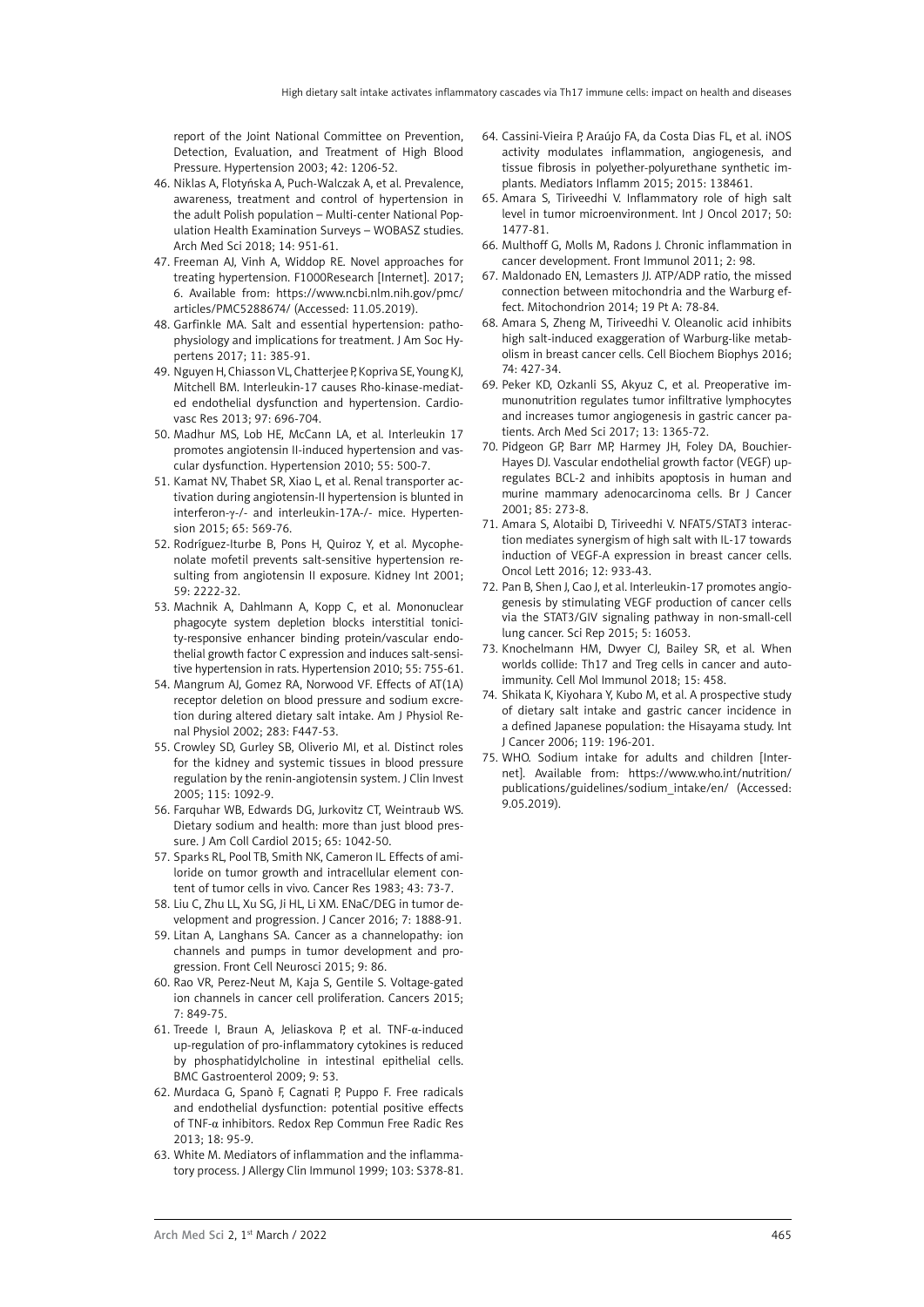report of the Joint National Committee on Prevention, Detection, Evaluation, and Treatment of High Blood Pressure. Hypertension 2003; 42: 1206-52.

46. Niklas A, Flotyńska A, Puch-Walczak A, et al. Prevalence, awareness, treatment and control of hypertension in the adult Polish population – Multi-center National Population Health Examination Surveys – WOBASZ studies. Arch Med Sci 2018; 14: 951-61.
47. Freeman AJ, Vinh A, Widdop RE. Novel approaches for treating hypertension. F1000Research [Internet]. 2017; 6. Available from: https://www.ncbi.nlm.nih.gov/pmc/articles/PMC5288674/ (Accessed: 11.05.2019).
48. Garfinkle MA. Salt and essential hypertension: pathophysiology and implications for treatment. J Am Soc Hypertens 2017; 11: 385-91.
49. Nguyen H, Chiasson VL, Chatterjee P, Kopriva SE, Young KJ, Mitchell BM. Interleukin-17 causes Rho-kinase-mediated endothelial dysfunction and hypertension. Cardiovasc Res 2013; 97: 696-704.
50. Madhur MS, Lob HE, McCann LA, et al. Interleukin 17 promotes angiotensin II-induced hypertension and vascular dysfunction. Hypertension 2010; 55: 500-7.
51. Kamat NV, Thabet SR, Xiao L, et al. Renal transporter activation during angiotensin-II hypertension is blunted in interferon-γ-/- and interleukin-17A-/- mice. Hypertension 2015; 65: 569-76.
52. Rodríguez-Iturbe B, Pons H, Quiroz Y, et al. Mycophenolate mofetil prevents salt-sensitive hypertension resulting from angiotensin II exposure. Kidney Int 2001; 59: 2222-32.
53. Machnik A, Dahlmann A, Kopp C, et al. Mononuclear phagocyte system depletion blocks interstitial tonicity-responsive enhancer binding protein/vascular endothelial growth factor C expression and induces salt-sensitive hypertension in rats. Hypertension 2010; 55: 755-61.
54. Mangrum AJ, Gomez RA, Norwood VF. Effects of AT(1A) receptor deletion on blood pressure and sodium excretion during altered dietary salt intake. Am J Physiol Renal Physiol 2002; 283: F447-53.
55. Crowley SD, Gurley SB, Oliverio MI, et al. Distinct roles for the kidney and systemic tissues in blood pressure regulation by the renin-angiotensin system. J Clin Invest 2005; 115: 1092-9.
56. Farquhar WB, Edwards DG, Jurkovitz CT, Weintraub WS. Dietary sodium and health: more than just blood pressure. J Am Coll Cardiol 2015; 65: 1042-50.
57. Sparks RL, Pool TB, Smith NK, Cameron IL. Effects of amiloride on tumor growth and intracellular element content of tumor cells in vivo. Cancer Res 1983; 43: 73-7.
58. Liu C, Zhu LL, Xu SG, Ji HL, Li XM. ENaC/DEG in tumor development and progression. J Cancer 2016; 7: 1888-91.
59. Litan A, Langhans SA. Cancer as a channelopathy: ion channels and pumps in tumor development and progression. Front Cell Neurosci 2015; 9: 86.
60. Rao VR, Perez-Neut M, Kaja S, Gentile S. Voltage-gated ion channels in cancer cell proliferation. Cancers 2015; 7: 849-75.
61. Treede I, Braun A, Jeliaskova P, et al. TNF-α-induced up-regulation of pro-inflammatory cytokines is reduced by phosphatidylcholine in intestinal epithelial cells. BMC Gastroenterol 2009; 9: 53.
62. Murdaca G, Spanò F, Cagnati P, Puppo F. Free radicals and endothelial dysfunction: potential positive effects of TNF-α inhibitors. Redox Rep Commun Free Radic Res 2013; 18: 95-9.
63. White M. Mediators of inflammation and the inflammatory process. J Allergy Clin Immunol 1999; 103: S378-81.
64. Cassini-Vieira P, Araújo FA, da Costa Dias FL, et al. iNOS activity modulates inflammation, angiogenesis, and tissue fibrosis in polyether-polyurethane synthetic implants. Mediators Inflamm 2015; 2015: 138461.
65. Amara S, Tiriveedhi V. Inflammatory role of high salt level in tumor microenvironment. Int J Oncol 2017; 50: 1477-81.
66. Multhoff G, Molls M, Radons J. Chronic inflammation in cancer development. Front Immunol 2011; 2: 98.
67. Maldonado EN, Lemasters JJ. ATP/ADP ratio, the missed connection between mitochondria and the Warburg effect. Mitochondrion 2014; 19 Pt A: 78-84.
68. Amara S, Zheng M, Tiriveedhi V. Oleanolic acid inhibits high salt-induced exaggeration of Warburg-like metabolism in breast cancer cells. Cell Biochem Biophys 2016; 74: 427-34.
69. Peker KD, Ozkanli SS, Akyuz C, et al. Preoperative immunonutrition regulates tumor infiltrative lymphocytes and increases tumor angiogenesis in gastric cancer patients. Arch Med Sci 2017; 13: 1365-72.
70. Pidgeon GP, Barr MP, Harmey JH, Foley DA, Bouchier-Hayes DJ. Vascular endothelial growth factor (VEGF) upregulates BCL-2 and inhibits apoptosis in human and murine mammary adenocarcinoma cells. Br J Cancer 2001; 85: 273-8.
71. Amara S, Alotaibi D, Tiriveedhi V. NFAT5/STAT3 interaction mediates synergism of high salt with IL-17 towards induction of VEGF-A expression in breast cancer cells. Oncol Lett 2016; 12: 933-43.
72. Pan B, Shen J, Cao J, et al. Interleukin-17 promotes angiogenesis by stimulating VEGF production of cancer cells via the STAT3/GIV signaling pathway in non-small-cell lung cancer. Sci Rep 2015; 5: 16053.
73. Knochelmann HM, Dwyer CJ, Bailey SR, et al. When worlds collide: Th17 and Treg cells in cancer and autoimmunity. Cell Mol Immunol 2018; 15: 458.
74. Shikata K, Kiyohara Y, Kubo M, et al. A prospective study of dietary salt intake and gastric cancer incidence in a defined Japanese population: the Hisayama study. Int J Cancer 2006; 119: 196-201.
75. WHO. Sodium intake for adults and children [Internet]. Available from: https://www.who.int/nutrition/publications/guidelines/sodium_intake/en/ (Accessed: 9.05.2019).